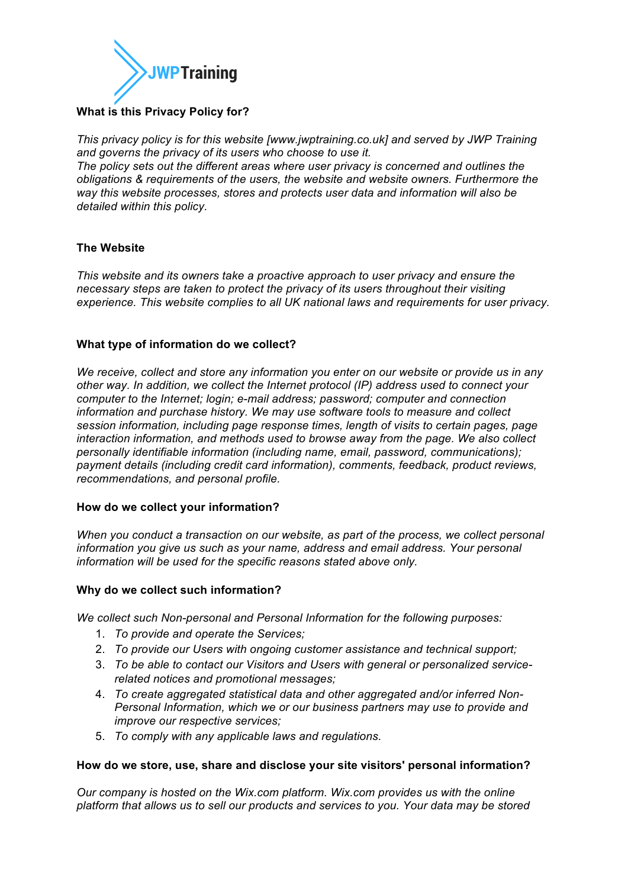**JWPTraining**

## What is this Privacy Policy for?

*This privacy policy is for this website [www.jwptraining.co.uk] and served by JWP Training and governs the privacy of its users who choose to use it.*
*The policy sets out the different areas where user privacy is concerned and outlines the obligations & requirements of the users, the website and website owners. Furthermore the way this website processes, stores and protects user data and information will also be detailed within this policy.*

## The Website

*This website and its owners take a proactive approach to user privacy and ensure the necessary steps are taken to protect the privacy of its users throughout their visiting experience. This website complies to all UK national laws and requirements for user privacy.*

## What type of information do we collect?

*We receive, collect and store any information you enter on our website or provide us in any other way. In addition, we collect the Internet protocol (IP) address used to connect your computer to the Internet; login; e-mail address; password; computer and connection information and purchase history. We may use software tools to measure and collect session information, including page response times, length of visits to certain pages, page interaction information, and methods used to browse away from the page. We also collect personally identifiable information (including name, email, password, communications); payment details (including credit card information), comments, feedback, product reviews, recommendations, and personal profile.*

## How do we collect your information?

*When you conduct a transaction on our website, as part of the process, we collect personal information you give us such as your name, address and email address. Your personal information will be used for the specific reasons stated above only.*

## Why do we collect such information?

*We collect such Non-personal and Personal Information for the following purposes:*

1. *To provide and operate the Services;*
2. *To provide our Users with ongoing customer assistance and technical support;*
3. *To be able to contact our Visitors and Users with general or personalized service-related notices and promotional messages;*
4. *To create aggregated statistical data and other aggregated and/or inferred Non-Personal Information, which we or our business partners may use to provide and improve our respective services;*
5. *To comply with any applicable laws and regulations.*

## How do we store, use, share and disclose your site visitors' personal information?

*Our company is hosted on the Wix.com platform. Wix.com provides us with the online platform that allows us to sell our products and services to you. Your data may be stored*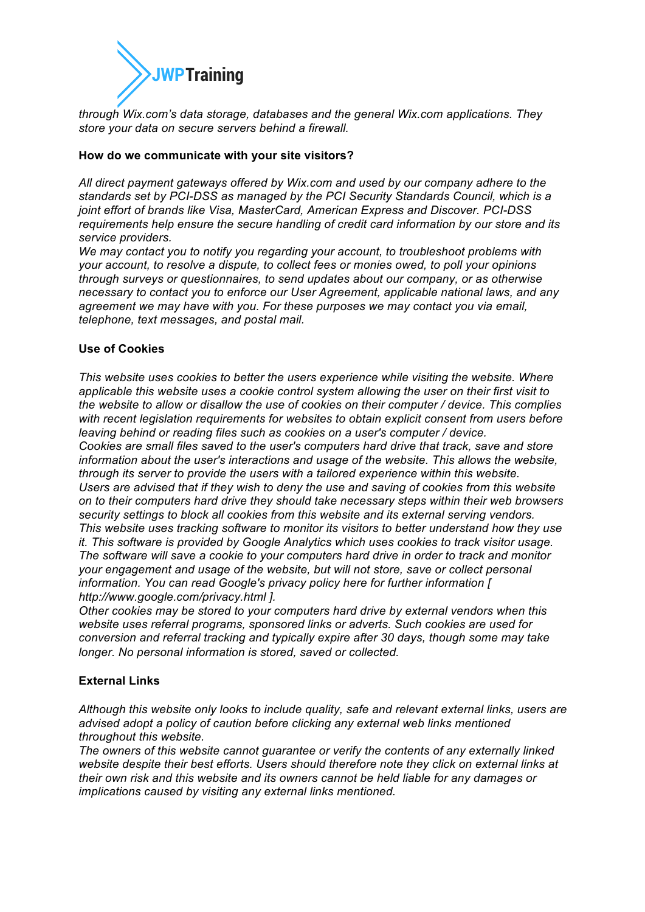*through Wix.com's data storage, databases and the general Wix.com applications. They store your data on secure servers behind a firewall.*

**How do we communicate with your site visitors?**

*All direct payment gateways offered by Wix.com and used by our company adhere to the standards set by PCI-DSS as managed by the PCI Security Standards Council, which is a joint effort of brands like Visa, MasterCard, American Express and Discover. PCI-DSS requirements help ensure the secure handling of credit card information by our store and its service providers.*
*We may contact you to notify you regarding your account, to troubleshoot problems with your account, to resolve a dispute, to collect fees or monies owed, to poll your opinions through surveys or questionnaires, to send updates about our company, or as otherwise necessary to contact you to enforce our User Agreement, applicable national laws, and any agreement we may have with you. For these purposes we may contact you via email, telephone, text messages, and postal mail.*

**Use of Cookies**

*This website uses cookies to better the users experience while visiting the website. Where applicable this website uses a cookie control system allowing the user on their first visit to the website to allow or disallow the use of cookies on their computer / device. This complies with recent legislation requirements for websites to obtain explicit consent from users before leaving behind or reading files such as cookies on a user's computer / device.*
*Cookies are small files saved to the user's computers hard drive that track, save and store information about the user's interactions and usage of the website. This allows the website, through its server to provide the users with a tailored experience within this website.*
*Users are advised that if they wish to deny the use and saving of cookies from this website on to their computers hard drive they should take necessary steps within their web browsers security settings to block all cookies from this website and its external serving vendors.*
*This website uses tracking software to monitor its visitors to better understand how they use it. This software is provided by Google Analytics which uses cookies to track visitor usage. The software will save a cookie to your computers hard drive in order to track and monitor your engagement and usage of the website, but will not store, save or collect personal information. You can read Google's privacy policy here for further information [ http://www.google.com/privacy.html ].*
*Other cookies may be stored to your computers hard drive by external vendors when this website uses referral programs, sponsored links or adverts. Such cookies are used for conversion and referral tracking and typically expire after 30 days, though some may take longer. No personal information is stored, saved or collected.*

**External Links**

*Although this website only looks to include quality, safe and relevant external links, users are advised adopt a policy of caution before clicking any external web links mentioned throughout this website.*
*The owners of this website cannot guarantee or verify the contents of any externally linked website despite their best efforts. Users should therefore note they click on external links at their own risk and this website and its owners cannot be held liable for any damages or implications caused by visiting any external links mentioned.*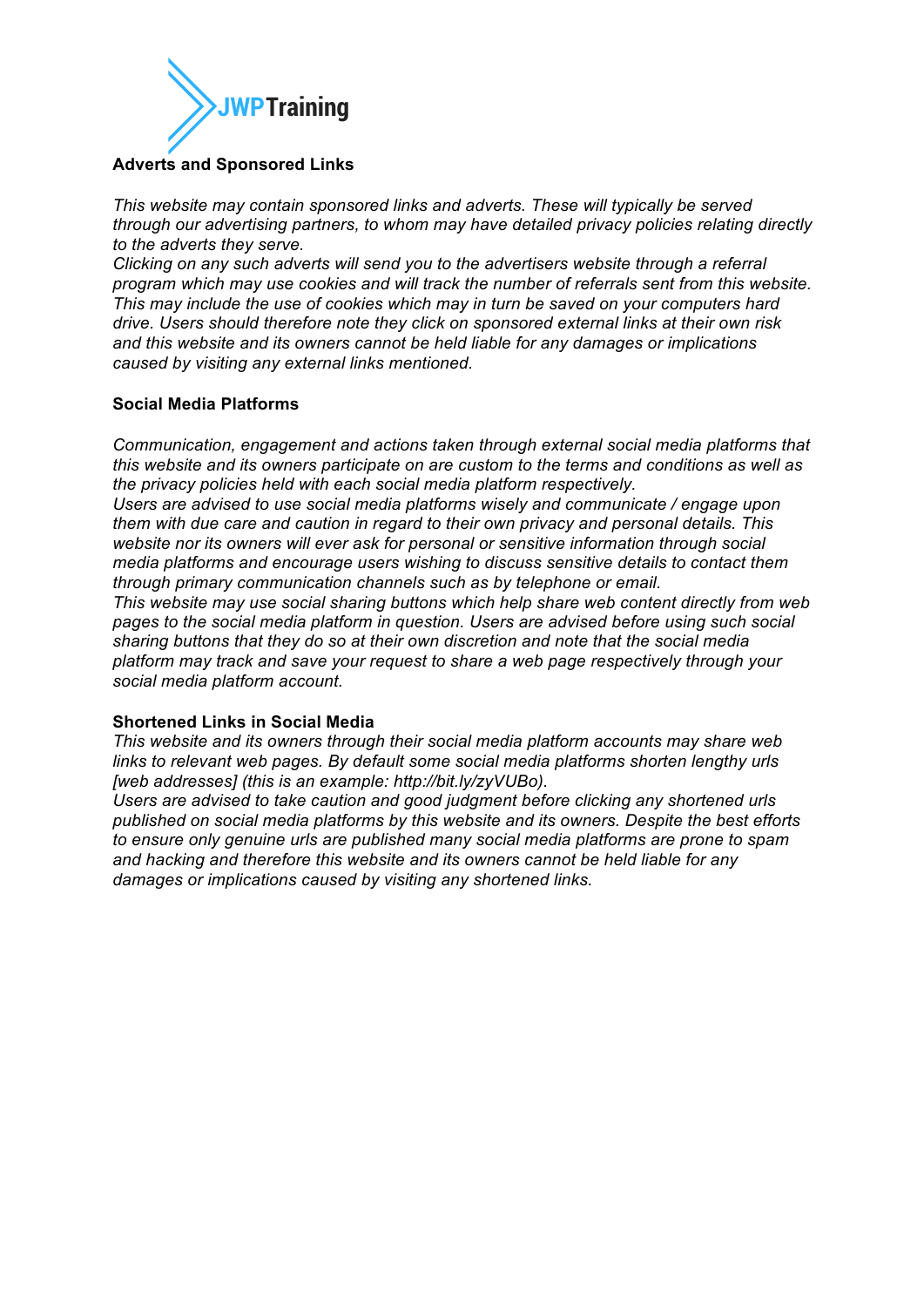## Adverts and Sponsored Links

*This website may contain sponsored links and adverts. These will typically be served through our advertising partners, to whom may have detailed privacy policies relating directly to the adverts they serve.*
*Clicking on any such adverts will send you to the advertisers website through a referral program which may use cookies and will track the number of referrals sent from this website. This may include the use of cookies which may in turn be saved on your computers hard drive. Users should therefore note they click on sponsored external links at their own risk and this website and its owners cannot be held liable for any damages or implications caused by visiting any external links mentioned.*

## Social Media Platforms

*Communication, engagement and actions taken through external social media platforms that this website and its owners participate on are custom to the terms and conditions as well as the privacy policies held with each social media platform respectively.*
*Users are advised to use social media platforms wisely and communicate / engage upon them with due care and caution in regard to their own privacy and personal details. This website nor its owners will ever ask for personal or sensitive information through social media platforms and encourage users wishing to discuss sensitive details to contact them through primary communication channels such as by telephone or email.*
*This website may use social sharing buttons which help share web content directly from web pages to the social media platform in question. Users are advised before using such social sharing buttons that they do so at their own discretion and note that the social media platform may track and save your request to share a web page respectively through your social media platform account.*

## Shortened Links in Social Media

*This website and its owners through their social media platform accounts may share web links to relevant web pages. By default some social media platforms shorten lengthy urls [web addresses] (this is an example: http://bit.ly/zyVUBo).*
*Users are advised to take caution and good judgment before clicking any shortened urls published on social media platforms by this website and its owners. Despite the best efforts to ensure only genuine urls are published many social media platforms are prone to spam and hacking and therefore this website and its owners cannot be held liable for any damages or implications caused by visiting any shortened links.*